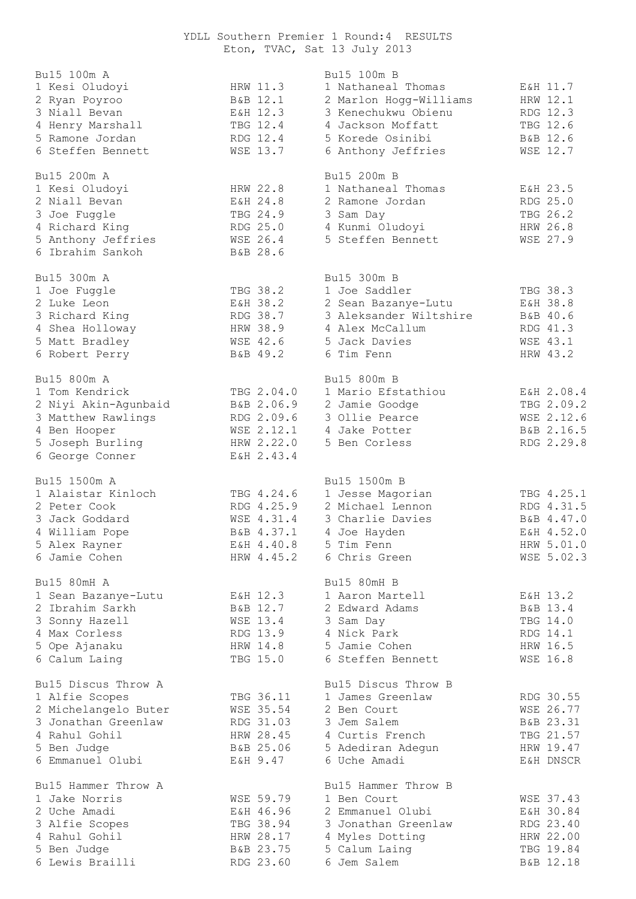# YDLL Southern Premier 1 Round:4 RESULTS

Eton, TVAC, Sat 13 July 2013

### Bu15 100m A

| Pos | Name | Club | Perf |
|---|---|---|---|
| 1 | Kesi Oludoyi | HRW | 11.3 |
| 2 | Ryan Poyroo | B&B | 12.1 |
| 3 | Niall Bevan | E&H | 12.3 |
| 4 | Henry Marshall | TBG | 12.4 |
| 5 | Ramone Jordan | RDG | 12.4 |
| 6 | Steffen Bennett | WSE | 13.7 |

### Bu15 100m B

| Pos | Name | Club | Perf |
|---|---|---|---|
| 1 | Nathaneal Thomas | E&H | 11.7 |
| 2 | Marlon Hogg-Williams | HRW | 12.1 |
| 3 | Kenechukwu Obienu | RDG | 12.3 |
| 4 | Jackson Moffatt | TBG | 12.6 |
| 5 | Korede Osinibi | B&B | 12.6 |
| 6 | Anthony Jeffries | WSE | 12.7 |

### Bu15 200m A

| Pos | Name | Club | Perf |
|---|---|---|---|
| 1 | Kesi Oludoyi | HRW | 22.8 |
| 2 | Niall Bevan | E&H | 24.8 |
| 3 | Joe Fuggle | TBG | 24.9 |
| 4 | Richard King | RDG | 25.0 |
| 5 | Anthony Jeffries | WSE | 26.4 |
| 6 | Ibrahim Sankoh | B&B | 28.6 |

### Bu15 200m B

| Pos | Name | Club | Perf |
|---|---|---|---|
| 1 | Nathaneal Thomas | E&H | 23.5 |
| 2 | Ramone Jordan | RDG | 25.0 |
| 3 | Sam Day | TBG | 26.2 |
| 4 | Kunmi Oludoyi | HRW | 26.8 |
| 5 | Steffen Bennett | WSE | 27.9 |

### Bu15 300m A

| Pos | Name | Club | Perf |
|---|---|---|---|
| 1 | Joe Fuggle | TBG | 38.2 |
| 2 | Luke Leon | E&H | 38.2 |
| 3 | Richard King | RDG | 38.7 |
| 4 | Shea Holloway | HRW | 38.9 |
| 5 | Matt Bradley | WSE | 42.6 |
| 6 | Robert Perry | B&B | 49.2 |

### Bu15 300m B

| Pos | Name | Club | Perf |
|---|---|---|---|
| 1 | Joe Saddler | TBG | 38.3 |
| 2 | Sean Bazanye-Lutu | E&H | 38.8 |
| 3 | Aleksander Wiltshire | B&B | 40.6 |
| 4 | Alex McCallum | RDG | 41.3 |
| 5 | Jack Davies | WSE | 43.1 |
| 6 | Tim Fenn | HRW | 43.2 |

### Bu15 800m A

| Pos | Name | Club | Perf |
|---|---|---|---|
| 1 | Tom Kendrick | TBG | 2.04.0 |
| 2 | Niyi Akin-Agunbaid | B&B | 2.06.9 |
| 3 | Matthew Rawlings | RDG | 2.09.6 |
| 4 | Ben Hooper | WSE | 2.12.1 |
| 5 | Joseph Burling | HRW | 2.22.0 |
| 6 | George Conner | E&H | 2.43.4 |

### Bu15 800m B

| Pos | Name | Club | Perf |
|---|---|---|---|
| 1 | Mario Efstathiou | E&H | 2.08.4 |
| 2 | Jamie Goodge | TBG | 2.09.2 |
| 3 | Ollie Pearce | WSE | 2.12.6 |
| 4 | Jake Potter | B&B | 2.16.5 |
| 5 | Ben Corless | RDG | 2.29.8 |

### Bu15 1500m A

| Pos | Name | Club | Perf |
|---|---|---|---|
| 1 | Alaistar Kinloch | TBG | 4.24.6 |
| 2 | Peter Cook | RDG | 4.25.9 |
| 3 | Jack Goddard | WSE | 4.31.4 |
| 4 | William Pope | B&B | 4.37.1 |
| 5 | Alex Rayner | E&H | 4.40.8 |
| 6 | Jamie Cohen | HRW | 4.45.2 |

### Bu15 1500m B

| Pos | Name | Club | Perf |
|---|---|---|---|
| 1 | Jesse Magorian | TBG | 4.25.1 |
| 2 | Michael Lennon | RDG | 4.31.5 |
| 3 | Charlie Davies | B&B | 4.47.0 |
| 4 | Joe Hayden | E&H | 4.52.0 |
| 5 | Tim Fenn | HRW | 5.01.0 |
| 6 | Chris Green | WSE | 5.02.3 |

### Bu15 80mH A

| Pos | Name | Club | Perf |
|---|---|---|---|
| 1 | Sean Bazanye-Lutu | E&H | 12.3 |
| 2 | Ibrahim Sarkh | B&B | 12.7 |
| 3 | Sonny Hazell | WSE | 13.4 |
| 4 | Max Corless | RDG | 13.9 |
| 5 | Ope Ajanaku | HRW | 14.8 |
| 6 | Calum Laing | TBG | 15.0 |

### Bu15 80mH B

| Pos | Name | Club | Perf |
|---|---|---|---|
| 1 | Aaron Martell | E&H | 13.2 |
| 2 | Edward Adams | B&B | 13.4 |
| 3 | Sam Day | TBG | 14.0 |
| 4 | Nick Park | RDG | 14.1 |
| 5 | Jamie Cohen | HRW | 16.5 |
| 6 | Steffen Bennett | WSE | 16.8 |

### Bu15 Discus Throw A

| Pos | Name | Club | Perf |
|---|---|---|---|
| 1 | Alfie Scopes | TBG | 36.11 |
| 2 | Michelangelo Buter | WSE | 35.54 |
| 3 | Jonathan Greenlaw | RDG | 31.03 |
| 4 | Rahul Gohil | HRW | 28.45 |
| 5 | Ben Judge | B&B | 25.06 |
| 6 | Emmanuel Olubi | E&H | 9.47 |

### Bu15 Discus Throw B

| Pos | Name | Club | Perf |
|---|---|---|---|
| 1 | James Greenlaw | RDG | 30.55 |
| 2 | Ben Court | WSE | 26.77 |
| 3 | Jem Salem | B&B | 23.31 |
| 4 | Curtis French | TBG | 21.57 |
| 5 | Adediran Adegun | HRW | 19.47 |
| 6 | Uche Amadi | E&H | DNSCR |

### Bu15 Hammer Throw A

| Pos | Name | Club | Perf |
|---|---|---|---|
| 1 | Jake Norris | WSE | 59.79 |
| 2 | Uche Amadi | E&H | 46.96 |
| 3 | Alfie Scopes | TBG | 38.94 |
| 4 | Rahul Gohil | HRW | 28.17 |
| 5 | Ben Judge | B&B | 23.75 |
| 6 | Lewis Brailli | RDG | 23.60 |

### Bu15 Hammer Throw B

| Pos | Name | Club | Perf |
|---|---|---|---|
| 1 | Ben Court | WSE | 37.43 |
| 2 | Emmanuel Olubi | E&H | 30.84 |
| 3 | Jonathan Greenlaw | RDG | 23.40 |
| 4 | Myles Dotting | HRW | 22.00 |
| 5 | Calum Laing | TBG | 19.84 |
| 6 | Jem Salem | B&B | 12.18 |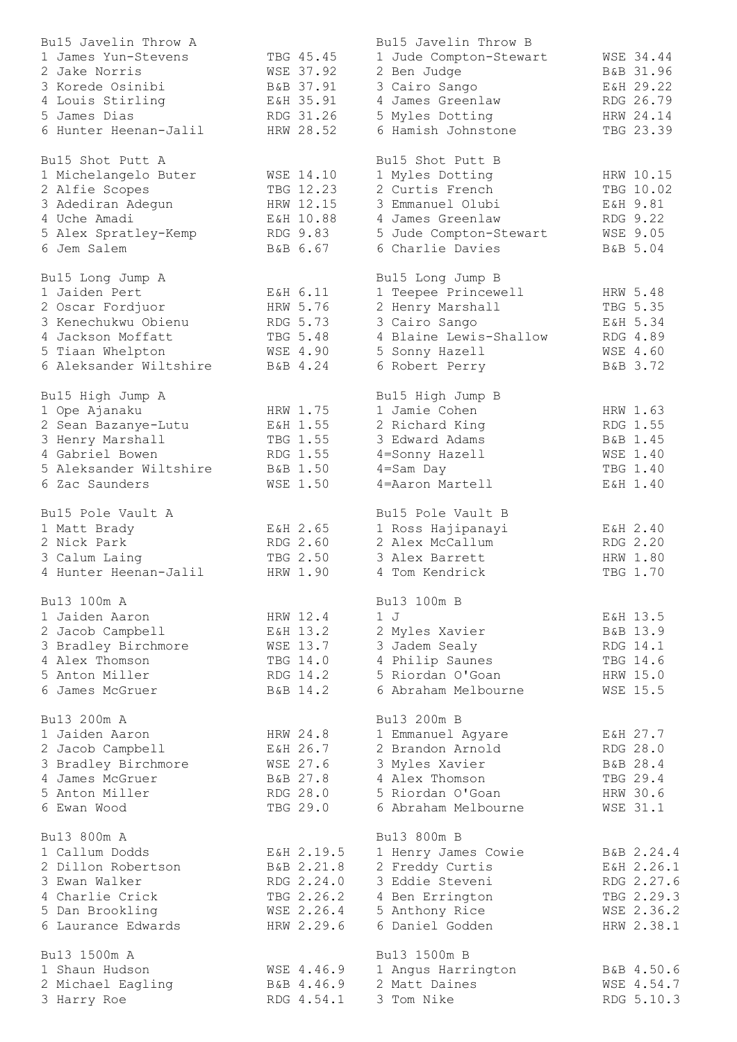## Bu15 Javelin Throw A

| Pos | Name | Team | Mark |
|---|---|---|---|
| 1 | James Yun-Stevens | TBG | 45.45 |
| 2 | Jake Norris | WSE | 37.92 |
| 3 | Korede Osinibi | B&B | 37.91 |
| 4 | Louis Stirling | E&H | 35.91 |
| 5 | James Dias | RDG | 31.26 |
| 6 | Hunter Heenan-Jalil | HRW | 28.52 |

## Bu15 Javelin Throw B

| Pos | Name | Team | Mark |
|---|---|---|---|
| 1 | Jude Compton-Stewart | WSE | 34.44 |
| 2 | Ben Judge | B&B | 31.96 |
| 3 | Cairo Sango | E&H | 29.22 |
| 4 | James Greenlaw | RDG | 26.79 |
| 5 | Myles Dotting | HRW | 24.14 |
| 6 | Hamish Johnstone | TBG | 23.39 |

## Bu15 Shot Putt A

| Pos | Name | Team | Mark |
|---|---|---|---|
| 1 | Michelangelo Buter | WSE | 14.10 |
| 2 | Alfie Scopes | TBG | 12.23 |
| 3 | Adediran Adegun | HRW | 12.15 |
| 4 | Uche Amadi | E&H | 10.88 |
| 5 | Alex Spratley-Kemp | RDG | 9.83 |
| 6 | Jem Salem | B&B | 6.67 |

## Bu15 Shot Putt B

| Pos | Name | Team | Mark |
|---|---|---|---|
| 1 | Myles Dotting | HRW | 10.15 |
| 2 | Curtis French | TBG | 10.02 |
| 3 | Emmanuel Olubi | E&H | 9.81 |
| 4 | James Greenlaw | RDG | 9.22 |
| 5 | Jude Compton-Stewart | WSE | 9.05 |
| 6 | Charlie Davies | B&B | 5.04 |

## Bu15 Long Jump A

| Pos | Name | Team | Mark |
|---|---|---|---|
| 1 | Jaiden Pert | E&H | 6.11 |
| 2 | Oscar Fordjuor | HRW | 5.76 |
| 3 | Kenechukwu Obienu | RDG | 5.73 |
| 4 | Jackson Moffatt | TBG | 5.48 |
| 5 | Tiaan Whelpton | WSE | 4.90 |
| 6 | Aleksander Wiltshire | B&B | 4.24 |

## Bu15 Long Jump B

| Pos | Name | Team | Mark |
|---|---|---|---|
| 1 | Teepee Princewell | HRW | 5.48 |
| 2 | Henry Marshall | TBG | 5.35 |
| 3 | Cairo Sango | E&H | 5.34 |
| 4 | Blaine Lewis-Shallow | RDG | 4.89 |
| 5 | Sonny Hazell | WSE | 4.60 |
| 6 | Robert Perry | B&B | 3.72 |

## Bu15 High Jump A

| Pos | Name | Team | Mark |
|---|---|---|---|
| 1 | Ope Ajanaku | HRW | 1.75 |
| 2 | Sean Bazanye-Lutu | E&H | 1.55 |
| 3 | Henry Marshall | TBG | 1.55 |
| 4 | Gabriel Bowen | RDG | 1.55 |
| 5 | Aleksander Wiltshire | B&B | 1.50 |
| 6 | Zac Saunders | WSE | 1.50 |

## Bu15 High Jump B

| Pos | Name | Team | Mark |
|---|---|---|---|
| 1 | Jamie Cohen | HRW | 1.63 |
| 2 | Richard King | RDG | 1.55 |
| 3 | Edward Adams | B&B | 1.45 |
| 4= | Sonny Hazell | WSE | 1.40 |
| 4= | Sam Day | TBG | 1.40 |
| 4= | Aaron Martell | E&H | 1.40 |

## Bu15 Pole Vault A

| Pos | Name | Team | Mark |
|---|---|---|---|
| 1 | Matt Brady | E&H | 2.65 |
| 2 | Nick Park | RDG | 2.60 |
| 3 | Calum Laing | TBG | 2.50 |
| 4 | Hunter Heenan-Jalil | HRW | 1.90 |

## Bu15 Pole Vault B

| Pos | Name | Team | Mark |
|---|---|---|---|
| 1 | Ross Hajipanayi | E&H | 2.40 |
| 2 | Alex McCallum | RDG | 2.20 |
| 3 | Alex Barrett | HRW | 1.80 |
| 4 | Tom Kendrick | TBG | 1.70 |

## Bu13 100m A

| Pos | Name | Team | Time |
|---|---|---|---|
| 1 | Jaiden Aaron | HRW | 12.4 |
| 2 | Jacob Campbell | E&H | 13.2 |
| 3 | Bradley Birchmore | WSE | 13.7 |
| 4 | Alex Thomson | TBG | 14.0 |
| 5 | Anton Miller | RDG | 14.2 |
| 6 | James McGruer | B&B | 14.2 |

## Bu13 100m B

| Pos | Name | Team | Time |
|---|---|---|---|
| 1 | J | E&H | 13.5 |
| 2 | Myles Xavier | B&B | 13.9 |
| 3 | Jadem Sealy | RDG | 14.1 |
| 4 | Philip Saunes | TBG | 14.6 |
| 5 | Riordan O'Goan | HRW | 15.0 |
| 6 | Abraham Melbourne | WSE | 15.5 |

## Bu13 200m A

| Pos | Name | Team | Time |
|---|---|---|---|
| 1 | Jaiden Aaron | HRW | 24.8 |
| 2 | Jacob Campbell | E&H | 26.7 |
| 3 | Bradley Birchmore | WSE | 27.6 |
| 4 | James McGruer | B&B | 27.8 |
| 5 | Anton Miller | RDG | 28.0 |
| 6 | Ewan Wood | TBG | 29.0 |

## Bu13 200m B

| Pos | Name | Team | Time |
|---|---|---|---|
| 1 | Emmanuel Agyare | E&H | 27.7 |
| 2 | Brandon Arnold | RDG | 28.0 |
| 3 | Myles Xavier | B&B | 28.4 |
| 4 | Alex Thomson | TBG | 29.4 |
| 5 | Riordan O'Goan | HRW | 30.6 |
| 6 | Abraham Melbourne | WSE | 31.1 |

## Bu13 800m A

| Pos | Name | Team | Time |
|---|---|---|---|
| 1 | Callum Dodds | E&H | 2.19.5 |
| 2 | Dillon Robertson | B&B | 2.21.8 |
| 3 | Ewan Walker | RDG | 2.24.0 |
| 4 | Charlie Crick | TBG | 2.26.2 |
| 5 | Dan Brookling | WSE | 2.26.4 |
| 6 | Laurance Edwards | HRW | 2.29.6 |

## Bu13 800m B

| Pos | Name | Team | Time |
|---|---|---|---|
| 1 | Henry James Cowie | B&B | 2.24.4 |
| 2 | Freddy Curtis | E&H | 2.26.1 |
| 3 | Eddie Steveni | RDG | 2.27.6 |
| 4 | Ben Errington | TBG | 2.29.3 |
| 5 | Anthony Rice | WSE | 2.36.2 |
| 6 | Daniel Godden | HRW | 2.38.1 |

## Bu13 1500m A

| Pos | Name | Team | Time |
|---|---|---|---|
| 1 | Shaun Hudson | WSE | 4.46.9 |
| 2 | Michael Eagling | B&B | 4.46.9 |
| 3 | Harry Roe | RDG | 4.54.1 |

## Bu13 1500m B

| Pos | Name | Team | Time |
|---|---|---|---|
| 1 | Angus Harrington | B&B | 4.50.6 |
| 2 | Matt Daines | WSE | 4.54.7 |
| 3 | Tom Nike | RDG | 5.10.3 |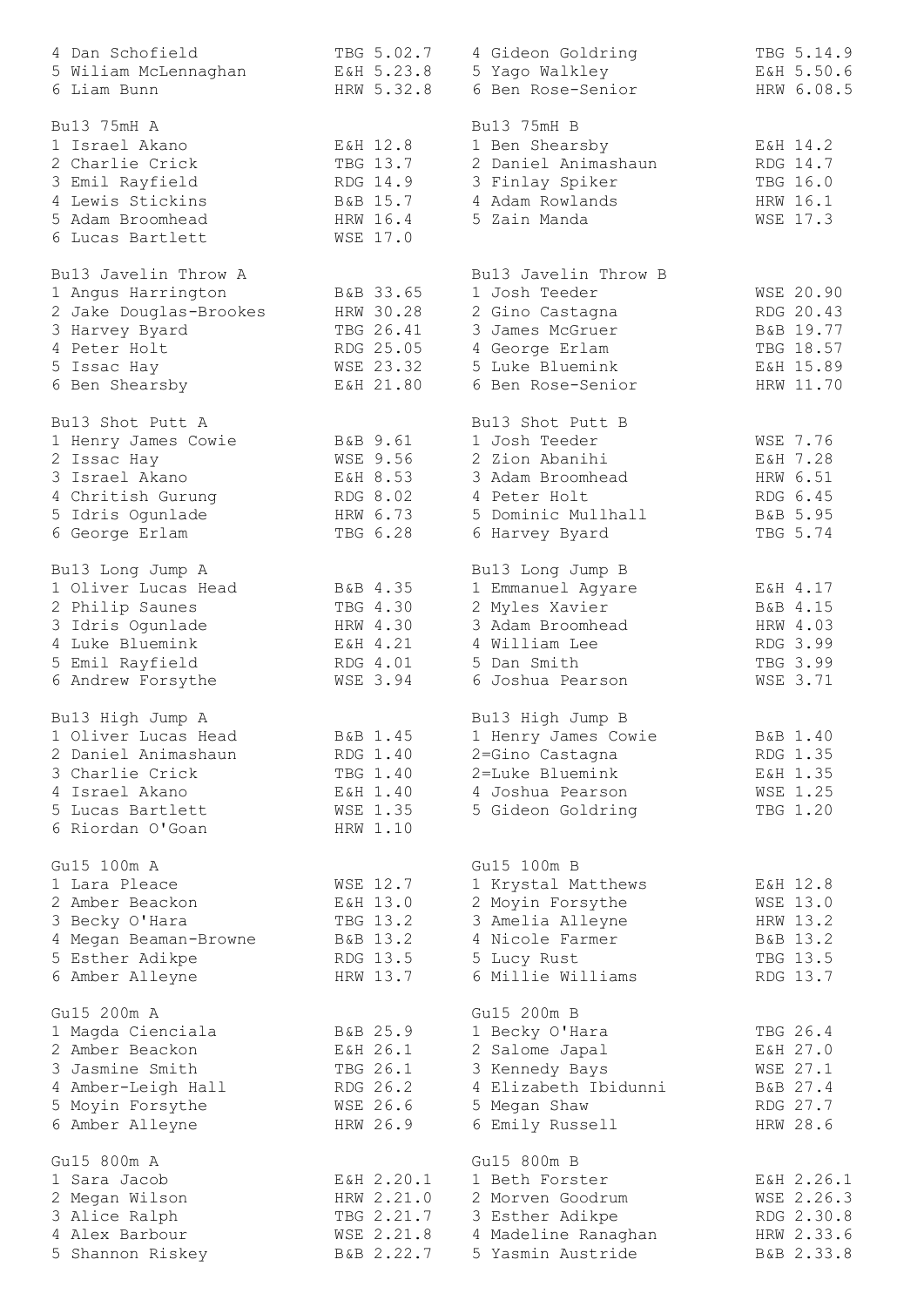| | | |
|---|---|---|
| 4 Dan Schofield | TBG | 5.02.7 |
| 5 Wiliam McLennaghan | E&H | 5.23.8 |
| 6 Liam Bunn | HRW | 5.32.8 |

| | | |
|---|---|---|
| 4 Gideon Goldring | TBG | 5.14.9 |
| 5 Yago Walkley | E&H | 5.50.6 |
| 6 Ben Rose-Senior | HRW | 6.08.5 |

Bu13 75mH A

| | | |
|---|---|---|
| 1 Israel Akano | E&H | 12.8 |
| 2 Charlie Crick | TBG | 13.7 |
| 3 Emil Rayfield | RDG | 14.9 |
| 4 Lewis Stickins | B&B | 15.7 |
| 5 Adam Broomhead | HRW | 16.4 |
| 6 Lucas Bartlett | WSE | 17.0 |

Bu13 75mH B

| | | |
|---|---|---|
| 1 Ben Shearsby | E&H | 14.2 |
| 2 Daniel Animashaun | RDG | 14.7 |
| 3 Finlay Spiker | TBG | 16.0 |
| 4 Adam Rowlands | HRW | 16.1 |
| 5 Zain Manda | WSE | 17.3 |

Bu13 Javelin Throw A

| | | |
|---|---|---|
| 1 Angus Harrington | B&B | 33.65 |
| 2 Jake Douglas-Brookes | HRW | 30.28 |
| 3 Harvey Byard | TBG | 26.41 |
| 4 Peter Holt | RDG | 25.05 |
| 5 Issac Hay | WSE | 23.32 |
| 6 Ben Shearsby | E&H | 21.80 |

Bu13 Javelin Throw B

| | | |
|---|---|---|
| 1 Josh Teeder | WSE | 20.90 |
| 2 Gino Castagna | RDG | 20.43 |
| 3 James McGruer | B&B | 19.77 |
| 4 George Erlam | TBG | 18.57 |
| 5 Luke Bluemink | E&H | 15.89 |
| 6 Ben Rose-Senior | HRW | 11.70 |

Bu13 Shot Putt A

| | | |
|---|---|---|
| 1 Henry James Cowie | B&B | 9.61 |
| 2 Issac Hay | WSE | 9.56 |
| 3 Israel Akano | E&H | 8.53 |
| 4 Chritish Gurung | RDG | 8.02 |
| 5 Idris Ogunlade | HRW | 6.73 |
| 6 George Erlam | TBG | 6.28 |

Bu13 Shot Putt B

| | | |
|---|---|---|
| 1 Josh Teeder | WSE | 7.76 |
| 2 Zion Abanihi | E&H | 7.28 |
| 3 Adam Broomhead | HRW | 6.51 |
| 4 Peter Holt | RDG | 6.45 |
| 5 Dominic Mullhall | B&B | 5.95 |
| 6 Harvey Byard | TBG | 5.74 |

Bu13 Long Jump A

| | | |
|---|---|---|
| 1 Oliver Lucas Head | B&B | 4.35 |
| 2 Philip Saunes | TBG | 4.30 |
| 3 Idris Ogunlade | HRW | 4.30 |
| 4 Luke Bluemink | E&H | 4.21 |
| 5 Emil Rayfield | RDG | 4.01 |
| 6 Andrew Forsythe | WSE | 3.94 |

Bu13 Long Jump B

| | | |
|---|---|---|
| 1 Emmanuel Agyare | E&H | 4.17 |
| 2 Myles Xavier | B&B | 4.15 |
| 3 Adam Broomhead | HRW | 4.03 |
| 4 William Lee | RDG | 3.99 |
| 5 Dan Smith | TBG | 3.99 |
| 6 Joshua Pearson | WSE | 3.71 |

Bu13 High Jump A

| | | |
|---|---|---|
| 1 Oliver Lucas Head | B&B | 1.45 |
| 2 Daniel Animashaun | RDG | 1.40 |
| 3 Charlie Crick | TBG | 1.40 |
| 4 Israel Akano | E&H | 1.40 |
| 5 Lucas Bartlett | WSE | 1.35 |
| 6 Riordan O'Goan | HRW | 1.10 |

Bu13 High Jump B

| | | |
|---|---|---|
| 1 Henry James Cowie | B&B | 1.40 |
| 2=Gino Castagna | RDG | 1.35 |
| 2=Luke Bluemink | E&H | 1.35 |
| 4 Joshua Pearson | WSE | 1.25 |
| 5 Gideon Goldring | TBG | 1.20 |

Gu15 100m A

| | | |
|---|---|---|
| 1 Lara Pleace | WSE | 12.7 |
| 2 Amber Beackon | E&H | 13.0 |
| 3 Becky O'Hara | TBG | 13.2 |
| 4 Megan Beaman-Browne | B&B | 13.2 |
| 5 Esther Adikpe | RDG | 13.5 |
| 6 Amber Alleyne | HRW | 13.7 |

Gu15 100m B

| | | |
|---|---|---|
| 1 Krystal Matthews | E&H | 12.8 |
| 2 Moyin Forsythe | WSE | 13.0 |
| 3 Amelia Alleyne | HRW | 13.2 |
| 4 Nicole Farmer | B&B | 13.2 |
| 5 Lucy Rust | TBG | 13.5 |
| 6 Millie Williams | RDG | 13.7 |

Gu15 200m A

| | | |
|---|---|---|
| 1 Magda Cienciala | B&B | 25.9 |
| 2 Amber Beackon | E&H | 26.1 |
| 3 Jasmine Smith | TBG | 26.1 |
| 4 Amber-Leigh Hall | RDG | 26.2 |
| 5 Moyin Forsythe | WSE | 26.6 |
| 6 Amber Alleyne | HRW | 26.9 |

Gu15 200m B

| | | |
|---|---|---|
| 1 Becky O'Hara | TBG | 26.4 |
| 2 Salome Japal | E&H | 27.0 |
| 3 Kennedy Bays | WSE | 27.1 |
| 4 Elizabeth Ibidunni | B&B | 27.4 |
| 5 Megan Shaw | RDG | 27.7 |
| 6 Emily Russell | HRW | 28.6 |

Gu15 800m A

| | | |
|---|---|---|
| 1 Sara Jacob | E&H | 2.20.1 |
| 2 Megan Wilson | HRW | 2.21.0 |
| 3 Alice Ralph | TBG | 2.21.7 |
| 4 Alex Barbour | WSE | 2.21.8 |
| 5 Shannon Riskey | B&B | 2.22.7 |

Gu15 800m B

| | | |
|---|---|---|
| 1 Beth Forster | E&H | 2.26.1 |
| 2 Morven Goodrum | WSE | 2.26.3 |
| 3 Esther Adikpe | RDG | 2.30.8 |
| 4 Madeline Ranaghan | HRW | 2.33.6 |
| 5 Yasmin Austride | B&B | 2.33.8 |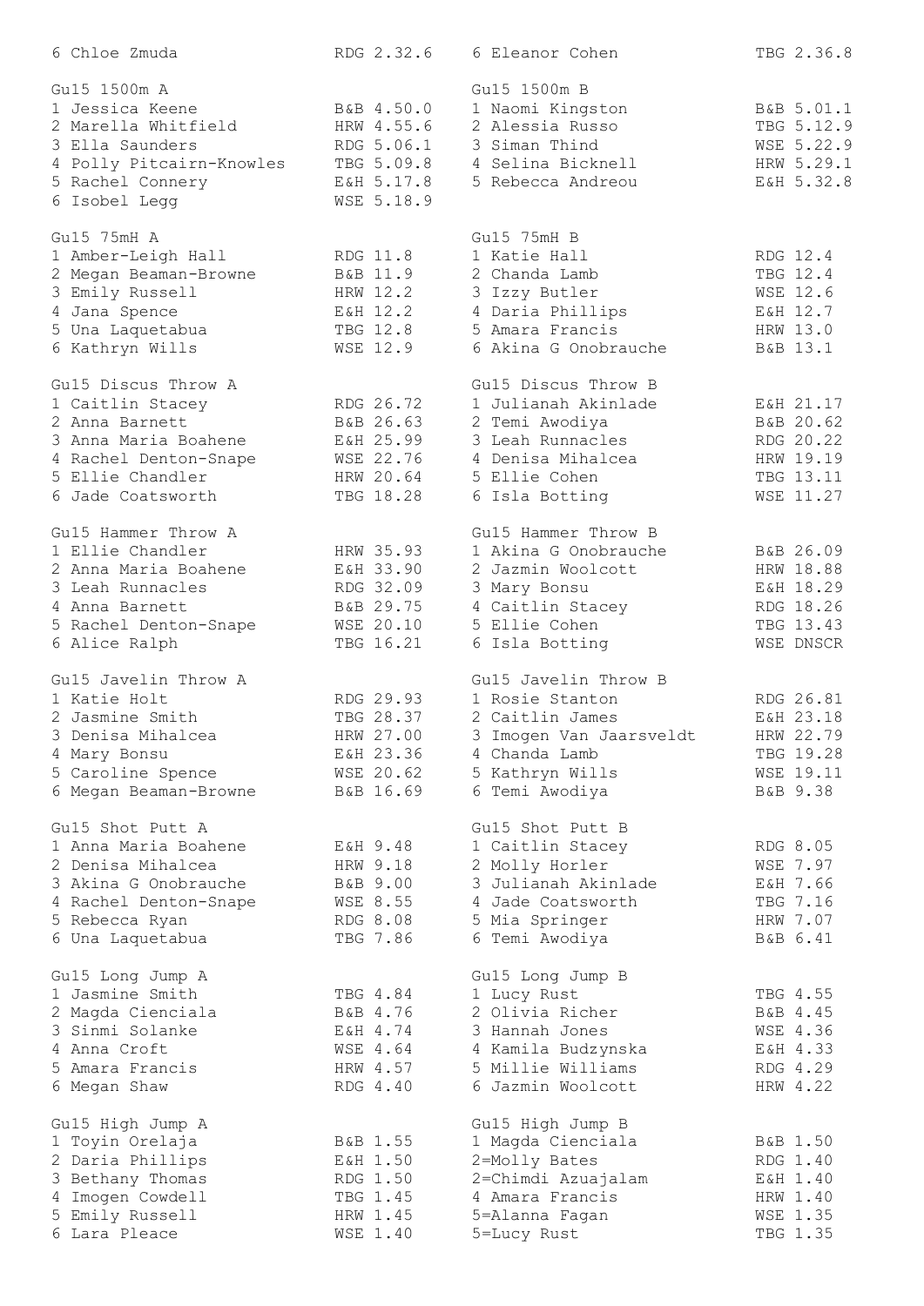| | | | | | |
|---|---|---|---|---|---|
| 6 Chloe Zmuda | RDG | 2.32.6 | 6 Eleanor Cohen | TBG | 2.36.8 |

**Gu15 1500m A**

| Pos | Name | Club | Perf |
|---|---|---|---|
| 1 | Jessica Keene | B&B | 4.50.0 |
| 2 | Marella Whitfield | HRW | 4.55.6 |
| 3 | Ella Saunders | RDG | 5.06.1 |
| 4 | Polly Pitcairn-Knowles | TBG | 5.09.8 |
| 5 | Rachel Connery | E&H | 5.17.8 |
| 6 | Isobel Legg | WSE | 5.18.9 |

**Gu15 1500m B**

| Pos | Name | Club | Perf |
|---|---|---|---|
| 1 | Naomi Kingston | B&B | 5.01.1 |
| 2 | Alessia Russo | TBG | 5.12.9 |
| 3 | Siman Thind | WSE | 5.22.9 |
| 4 | Selina Bicknell | HRW | 5.29.1 |
| 5 | Rebecca Andreou | E&H | 5.32.8 |

**Gu15 75mH A**

| Pos | Name | Club | Perf |
|---|---|---|---|
| 1 | Amber-Leigh Hall | RDG | 11.8 |
| 2 | Megan Beaman-Browne | B&B | 11.9 |
| 3 | Emily Russell | HRW | 12.2 |
| 4 | Jana Spence | E&H | 12.2 |
| 5 | Una Laquetabua | TBG | 12.8 |
| 6 | Kathryn Wills | WSE | 12.9 |

**Gu15 75mH B**

| Pos | Name | Club | Perf |
|---|---|---|---|
| 1 | Katie Hall | RDG | 12.4 |
| 2 | Chanda Lamb | TBG | 12.4 |
| 3 | Izzy Butler | WSE | 12.6 |
| 4 | Daria Phillips | E&H | 12.7 |
| 5 | Amara Francis | HRW | 13.0 |
| 6 | Akina G Onobrauche | B&B | 13.1 |

**Gu15 Discus Throw A**

| Pos | Name | Club | Perf |
|---|---|---|---|
| 1 | Caitlin Stacey | RDG | 26.72 |
| 2 | Anna Barnett | B&B | 26.63 |
| 3 | Anna Maria Boahene | E&H | 25.99 |
| 4 | Rachel Denton-Snape | WSE | 22.76 |
| 5 | Ellie Chandler | HRW | 20.64 |
| 6 | Jade Coatsworth | TBG | 18.28 |

**Gu15 Discus Throw B**

| Pos | Name | Club | Perf |
|---|---|---|---|
| 1 | Julianah Akinlade | E&H | 21.17 |
| 2 | Temi Awodiya | B&B | 20.62 |
| 3 | Leah Runnacles | RDG | 20.22 |
| 4 | Denisa Mihalcea | HRW | 19.19 |
| 5 | Ellie Cohen | TBG | 13.11 |
| 6 | Isla Botting | WSE | 11.27 |

**Gu15 Hammer Throw A**

| Pos | Name | Club | Perf |
|---|---|---|---|
| 1 | Ellie Chandler | HRW | 35.93 |
| 2 | Anna Maria Boahene | E&H | 33.90 |
| 3 | Leah Runnacles | RDG | 32.09 |
| 4 | Anna Barnett | B&B | 29.75 |
| 5 | Rachel Denton-Snape | WSE | 20.10 |
| 6 | Alice Ralph | TBG | 16.21 |

**Gu15 Hammer Throw B**

| Pos | Name | Club | Perf |
|---|---|---|---|
| 1 | Akina G Onobrauche | B&B | 26.09 |
| 2 | Jazmin Woolcott | HRW | 18.88 |
| 3 | Mary Bonsu | E&H | 18.29 |
| 4 | Caitlin Stacey | RDG | 18.26 |
| 5 | Ellie Cohen | TBG | 13.43 |
| 6 | Isla Botting | WSE | DNSCR |

**Gu15 Javelin Throw A**

| Pos | Name | Club | Perf |
|---|---|---|---|
| 1 | Katie Holt | RDG | 29.93 |
| 2 | Jasmine Smith | TBG | 28.37 |
| 3 | Denisa Mihalcea | HRW | 27.00 |
| 4 | Mary Bonsu | E&H | 23.36 |
| 5 | Caroline Spence | WSE | 20.62 |
| 6 | Megan Beaman-Browne | B&B | 16.69 |

**Gu15 Javelin Throw B**

| Pos | Name | Club | Perf |
|---|---|---|---|
| 1 | Rosie Stanton | RDG | 26.81 |
| 2 | Caitlin James | E&H | 23.18 |
| 3 | Imogen Van Jaarsveldt | HRW | 22.79 |
| 4 | Chanda Lamb | TBG | 19.28 |
| 5 | Kathryn Wills | WSE | 19.11 |
| 6 | Temi Awodiya | B&B | 9.38 |

**Gu15 Shot Putt A**

| Pos | Name | Club | Perf |
|---|---|---|---|
| 1 | Anna Maria Boahene | E&H | 9.48 |
| 2 | Denisa Mihalcea | HRW | 9.18 |
| 3 | Akina G Onobrauche | B&B | 9.00 |
| 4 | Rachel Denton-Snape | WSE | 8.55 |
| 5 | Rebecca Ryan | RDG | 8.08 |
| 6 | Una Laquetabua | TBG | 7.86 |

**Gu15 Shot Putt B**

| Pos | Name | Club | Perf |
|---|---|---|---|
| 1 | Caitlin Stacey | RDG | 8.05 |
| 2 | Molly Horler | WSE | 7.97 |
| 3 | Julianah Akinlade | E&H | 7.66 |
| 4 | Jade Coatsworth | TBG | 7.16 |
| 5 | Mia Springer | HRW | 7.07 |
| 6 | Temi Awodiya | B&B | 6.41 |

**Gu15 Long Jump A**

| Pos | Name | Club | Perf |
|---|---|---|---|
| 1 | Jasmine Smith | TBG | 4.84 |
| 2 | Magda Cienciala | B&B | 4.76 |
| 3 | Sinmi Solanke | E&H | 4.74 |
| 4 | Anna Croft | WSE | 4.64 |
| 5 | Amara Francis | HRW | 4.57 |
| 6 | Megan Shaw | RDG | 4.40 |

**Gu15 Long Jump B**

| Pos | Name | Club | Perf |
|---|---|---|---|
| 1 | Lucy Rust | TBG | 4.55 |
| 2 | Olivia Richer | B&B | 4.45 |
| 3 | Hannah Jones | WSE | 4.36 |
| 4 | Kamila Budzynska | E&H | 4.33 |
| 5 | Millie Williams | RDG | 4.29 |
| 6 | Jazmin Woolcott | HRW | 4.22 |

**Gu15 High Jump A**

| Pos | Name | Club | Perf |
|---|---|---|---|
| 1 | Toyin Orelaja | B&B | 1.55 |
| 2 | Daria Phillips | E&H | 1.50 |
| 3 | Bethany Thomas | RDG | 1.50 |
| 4 | Imogen Cowdell | TBG | 1.45 |
| 5 | Emily Russell | HRW | 1.45 |
| 6 | Lara Pleace | WSE | 1.40 |

**Gu15 High Jump B**

| Pos | Name | Club | Perf |
|---|---|---|---|
| 1 | Magda Cienciala | B&B | 1.50 |
| 2= | Molly Bates | RDG | 1.40 |
| 2= | Chimdi Azuajalam | E&H | 1.40 |
| 4 | Amara Francis | HRW | 1.40 |
| 5= | Alanna Fagan | WSE | 1.35 |
| 5= | Lucy Rust | TBG | 1.35 |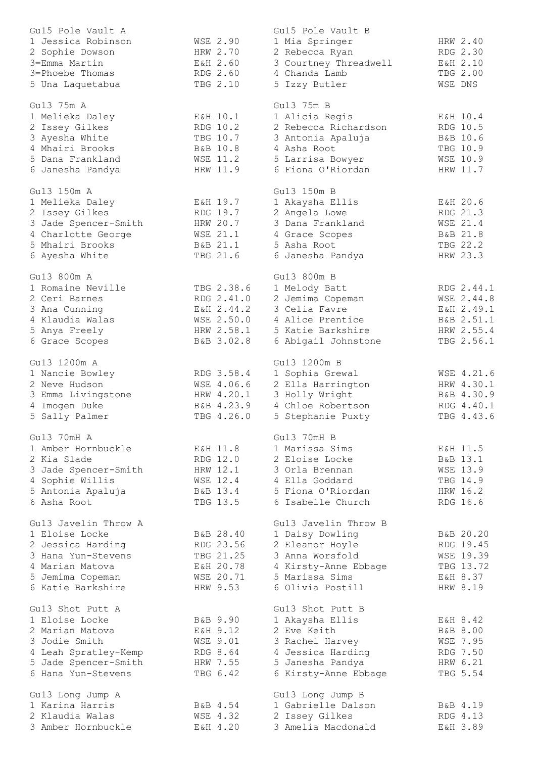Gu15 Pole Vault A

| Pos | Name | Team | Result |
|---|---|---|---|
| 1 | Jessica Robinson | WSE | 2.90 |
| 2 | Sophie Dowson | HRW | 2.70 |
| 3= | Emma Martin | E&H | 2.60 |
| 3= | Phoebe Thomas | RDG | 2.60 |
| 5 | Una Laquetabua | TBG | 2.10 |

Gu15 Pole Vault B

| Pos | Name | Team | Result |
|---|---|---|---|
| 1 | Mia Springer | HRW | 2.40 |
| 2 | Rebecca Ryan | RDG | 2.30 |
| 3 | Courtney Threadwell | E&H | 2.10 |
| 4 | Chanda Lamb | TBG | 2.00 |
| 5 | Izzy Butler | WSE | DNS |

Gu13 75m A

| Pos | Name | Team | Result |
|---|---|---|---|
| 1 | Melieka Daley | E&H | 10.1 |
| 2 | Issey Gilkes | RDG | 10.2 |
| 3 | Ayesha White | TBG | 10.7 |
| 4 | Mhairi Brooks | B&B | 10.8 |
| 5 | Dana Frankland | WSE | 11.2 |
| 6 | Janesha Pandya | HRW | 11.9 |

Gu13 75m B

| Pos | Name | Team | Result |
|---|---|---|---|
| 1 | Alicia Regis | E&H | 10.4 |
| 2 | Rebecca Richardson | RDG | 10.5 |
| 3 | Antonia Apaluja | B&B | 10.6 |
| 4 | Asha Root | TBG | 10.9 |
| 5 | Larrisa Bowyer | WSE | 10.9 |
| 6 | Fiona O'Riordan | HRW | 11.7 |

Gu13 150m A

| Pos | Name | Team | Result |
|---|---|---|---|
| 1 | Melieka Daley | E&H | 19.7 |
| 2 | Issey Gilkes | RDG | 19.7 |
| 3 | Jade Spencer-Smith | HRW | 20.7 |
| 4 | Charlotte George | WSE | 21.1 |
| 5 | Mhairi Brooks | B&B | 21.1 |
| 6 | Ayesha White | TBG | 21.6 |

Gu13 150m B

| Pos | Name | Team | Result |
|---|---|---|---|
| 1 | Akaysha Ellis | E&H | 20.6 |
| 2 | Angela Lowe | RDG | 21.3 |
| 3 | Dana Frankland | WSE | 21.4 |
| 4 | Grace Scopes | B&B | 21.8 |
| 5 | Asha Root | TBG | 22.2 |
| 6 | Janesha Pandya | HRW | 23.3 |

Gu13 800m A

| Pos | Name | Team | Result |
|---|---|---|---|
| 1 | Romaine Neville | TBG | 2.38.6 |
| 2 | Ceri Barnes | RDG | 2.41.0 |
| 3 | Ana Cunning | E&H | 2.44.2 |
| 4 | Klaudia Walas | WSE | 2.50.0 |
| 5 | Anya Freely | HRW | 2.58.1 |
| 6 | Grace Scopes | B&B | 3.02.8 |

Gu13 800m B

| Pos | Name | Team | Result |
|---|---|---|---|
| 1 | Melody Batt | RDG | 2.44.1 |
| 2 | Jemima Copeman | WSE | 2.44.8 |
| 3 | Celia Favre | E&H | 2.49.1 |
| 4 | Alice Prentice | B&B | 2.51.1 |
| 5 | Katie Barkshire | HRW | 2.55.4 |
| 6 | Abigail Johnstone | TBG | 2.56.1 |

Gu13 1200m A

| Pos | Name | Team | Result |
|---|---|---|---|
| 1 | Nancie Bowley | RDG | 3.58.4 |
| 2 | Neve Hudson | WSE | 4.06.6 |
| 3 | Emma Livingstone | HRW | 4.20.1 |
| 4 | Imogen Duke | B&B | 4.23.9 |
| 5 | Sally Palmer | TBG | 4.26.0 |

Gu13 1200m B

| Pos | Name | Team | Result |
|---|---|---|---|
| 1 | Sophia Grewal | WSE | 4.21.6 |
| 2 | Ella Harrington | HRW | 4.30.1 |
| 3 | Holly Wright | B&B | 4.30.9 |
| 4 | Chloe Robertson | RDG | 4.40.1 |
| 5 | Stephanie Puxty | TBG | 4.43.6 |

Gu13 70mH A

| Pos | Name | Team | Result |
|---|---|---|---|
| 1 | Amber Hornbuckle | E&H | 11.8 |
| 2 | Kia Slade | RDG | 12.0 |
| 3 | Jade Spencer-Smith | HRW | 12.1 |
| 4 | Sophie Willis | WSE | 12.4 |
| 5 | Antonia Apaluja | B&B | 13.4 |
| 6 | Asha Root | TBG | 13.5 |

Gu13 70mH B

| Pos | Name | Team | Result |
|---|---|---|---|
| 1 | Marissa Sims | E&H | 11.5 |
| 2 | Eloise Locke | B&B | 13.1 |
| 3 | Orla Brennan | WSE | 13.9 |
| 4 | Ella Goddard | TBG | 14.9 |
| 5 | Fiona O'Riordan | HRW | 16.2 |
| 6 | Isabelle Church | RDG | 16.6 |

Gu13 Javelin Throw A

| Pos | Name | Team | Result |
|---|---|---|---|
| 1 | Eloise Locke | B&B | 28.40 |
| 2 | Jessica Harding | RDG | 23.56 |
| 3 | Hana Yun-Stevens | TBG | 21.25 |
| 4 | Marian Matova | E&H | 20.78 |
| 5 | Jemima Copeman | WSE | 20.71 |
| 6 | Katie Barkshire | HRW | 9.53 |

Gu13 Javelin Throw B

| Pos | Name | Team | Result |
|---|---|---|---|
| 1 | Daisy Dowling | B&B | 20.20 |
| 2 | Eleanor Hoyle | RDG | 19.45 |
| 3 | Anna Worsfold | WSE | 19.39 |
| 4 | Kirsty-Anne Ebbage | TBG | 13.72 |
| 5 | Marissa Sims | E&H | 8.37 |
| 6 | Olivia Postill | HRW | 8.19 |

Gu13 Shot Putt A

| Pos | Name | Team | Result |
|---|---|---|---|
| 1 | Eloise Locke | B&B | 9.90 |
| 2 | Marian Matova | E&H | 9.12 |
| 3 | Jodie Smith | WSE | 9.01 |
| 4 | Leah Spratley-Kemp | RDG | 8.64 |
| 5 | Jade Spencer-Smith | HRW | 7.55 |
| 6 | Hana Yun-Stevens | TBG | 6.42 |

Gu13 Shot Putt B

| Pos | Name | Team | Result |
|---|---|---|---|
| 1 | Akaysha Ellis | E&H | 8.42 |
| 2 | Eve Keith | B&B | 8.00 |
| 3 | Rachel Harvey | WSE | 7.95 |
| 4 | Jessica Harding | RDG | 7.50 |
| 5 | Janesha Pandya | HRW | 6.21 |
| 6 | Kirsty-Anne Ebbage | TBG | 5.54 |

Gu13 Long Jump A

| Pos | Name | Team | Result |
|---|---|---|---|
| 1 | Karina Harris | B&B | 4.54 |
| 2 | Klaudia Walas | WSE | 4.32 |
| 3 | Amber Hornbuckle | E&H | 4.20 |

Gu13 Long Jump B

| Pos | Name | Team | Result |
|---|---|---|---|
| 1 | Gabrielle Dalson | B&B | 4.19 |
| 2 | Issey Gilkes | RDG | 4.13 |
| 3 | Amelia Macdonald | E&H | 3.89 |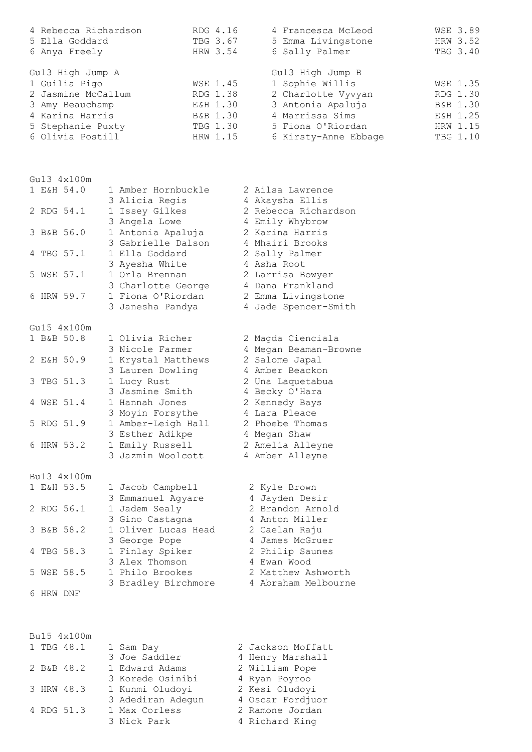| | | |
|---|---|---|
| 4 | Rebecca Richardson | RDG 4.16 |
| 5 | Ella Goddard | TBG 3.67 |
| 6 | Anya Freely | HRW 3.54 |

| | | |
|---|---|---|
| 4 | Francesca McLeod | WSE 3.89 |
| 5 | Emma Livingstone | HRW 3.52 |
| 6 | Sally Palmer | TBG 3.40 |

**Gu13 High Jump A**

| | | |
|---|---|---|
| 1 | Guilia Pigo | WSE 1.45 |
| 2 | Jasmine McCallum | RDG 1.38 |
| 3 | Amy Beauchamp | E&H 1.30 |
| 4 | Karina Harris | B&B 1.30 |
| 5 | Stephanie Puxty | TBG 1.30 |
| 6 | Olivia Postill | HRW 1.15 |

**Gu13 High Jump B**

| | | |
|---|---|---|
| 1 | Sophie Willis | WSE 1.35 |
| 2 | Charlotte Vyvyan | RDG 1.30 |
| 3 | Antonia Apaluja | B&B 1.30 |
| 4 | Marrissa Sims | E&H 1.25 |
| 5 | Fiona O'Riordan | HRW 1.15 |
| 6 | Kirsty-Anne Ebbage | TBG 1.10 |

**Gu13 4x100m**

| | | |
|---|---|---|
| 1 E&H 54.0 | 1 Amber Hornbuckle | 2 Ailsa Lawrence |
| | 3 Alicia Regis | 4 Akaysha Ellis |
| 2 RDG 54.1 | 1 Issey Gilkes | 2 Rebecca Richardson |
| | 3 Angela Lowe | 4 Emily Whybrow |
| 3 B&B 56.0 | 1 Antonia Apaluja | 2 Karina Harris |
| | 3 Gabrielle Dalson | 4 Mhairi Brooks |
| 4 TBG 57.1 | 1 Ella Goddard | 2 Sally Palmer |
| | 3 Ayesha White | 4 Asha Root |
| 5 WSE 57.1 | 1 Orla Brennan | 2 Larrisa Bowyer |
| | 3 Charlotte George | 4 Dana Frankland |
| 6 HRW 59.7 | 1 Fiona O'Riordan | 2 Emma Livingstone |
| | 3 Janesha Pandya | 4 Jade Spencer-Smith |

**Gu15 4x100m**

| | | |
|---|---|---|
| 1 B&B 50.8 | 1 Olivia Richer | 2 Magda Cienciala |
| | 3 Nicole Farmer | 4 Megan Beaman-Browne |
| 2 E&H 50.9 | 1 Krystal Matthews | 2 Salome Japal |
| | 3 Lauren Dowling | 4 Amber Beackon |
| 3 TBG 51.3 | 1 Lucy Rust | 2 Una Laquetabua |
| | 3 Jasmine Smith | 4 Becky O'Hara |
| 4 WSE 51.4 | 1 Hannah Jones | 2 Kennedy Bays |
| | 3 Moyin Forsythe | 4 Lara Pleace |
| 5 RDG 51.9 | 1 Amber-Leigh Hall | 2 Phoebe Thomas |
| | 3 Esther Adikpe | 4 Megan Shaw |
| 6 HRW 53.2 | 1 Emily Russell | 2 Amelia Alleyne |
| | 3 Jazmin Woolcott | 4 Amber Alleyne |

**Bu13 4x100m**

| | | |
|---|---|---|
| 1 E&H 53.5 | 1 Jacob Campbell | 2 Kyle Brown |
| | 3 Emmanuel Agyare | 4 Jayden Desir |
| 2 RDG 56.1 | 1 Jadem Sealy | 2 Brandon Arnold |
| | 3 Gino Castagna | 4 Anton Miller |
| 3 B&B 58.2 | 1 Oliver Lucas Head | 2 Caelan Raju |
| | 3 George Pope | 4 James McGruer |
| 4 TBG 58.3 | 1 Finlay Spiker | 2 Philip Saunes |
| | 3 Alex Thomson | 4 Ewan Wood |
| 5 WSE 58.5 | 1 Philo Brookes | 2 Matthew Ashworth |
| | 3 Bradley Birchmore | 4 Abraham Melbourne |
| 6 HRW DNF | | |

**Bu15 4x100m**

| | | |
|---|---|---|
| 1 TBG 48.1 | 1 Sam Day | 2 Jackson Moffatt |
| | 3 Joe Saddler | 4 Henry Marshall |
| 2 B&B 48.2 | 1 Edward Adams | 2 William Pope |
| | 3 Korede Osinibi | 4 Ryan Poyroo |
| 3 HRW 48.3 | 1 Kunmi Oludoyi | 2 Kesi Oludoyi |
| | 3 Adediran Adegun | 4 Oscar Fordjuor |
| 4 RDG 51.3 | 1 Max Corless | 2 Ramone Jordan |
| | 3 Nick Park | 4 Richard King |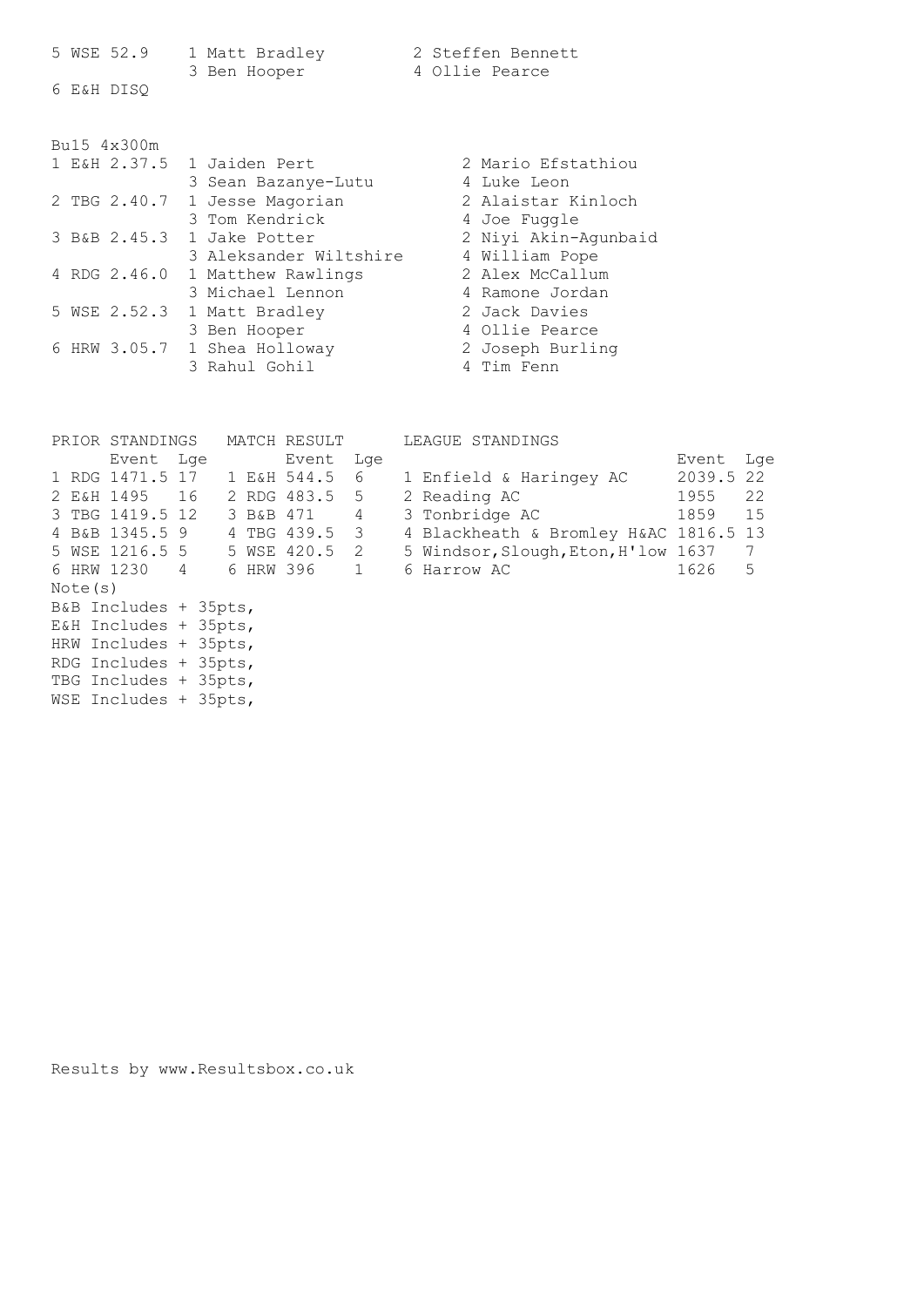| | | | |
|---|---|---|---|
| 5 WSE 52.9 | 1 Matt Bradley | 2 Steffen Bennett | |
| | 3 Ben Hooper | 4 Ollie Pearce | |
| 6 E&H DISQ | | | |

### Bu15 4x300m

| | | |
|---|---|---|
| 1 E&H 2.37.5 | 1 Jaiden Pert | 2 Mario Efstathiou |
| | 3 Sean Bazanye-Lutu | 4 Luke Leon |
| 2 TBG 2.40.7 | 1 Jesse Magorian | 2 Alaistar Kinloch |
| | 3 Tom Kendrick | 4 Joe Fuggle |
| 3 B&B 2.45.3 | 1 Jake Potter | 2 Niyi Akin-Agunbaid |
| | 3 Aleksander Wiltshire | 4 William Pope |
| 4 RDG 2.46.0 | 1 Matthew Rawlings | 2 Alex McCallum |
| | 3 Michael Lennon | 4 Ramone Jordan |
| 5 WSE 2.52.3 | 1 Matt Bradley | 2 Jack Davies |
| | 3 Ben Hooper | 4 Ollie Pearce |
| 6 HRW 3.05.7 | 1 Shea Holloway | 2 Joseph Burling |
| | 3 Rahul Gohil | 4 Tim Fenn |

| PRIOR STANDINGS | | | MATCH RESULT | | | LEAGUE STANDINGS | | |
|---|---|---|---|---|---|---|---|---|
| | Event | Lge | | Event | Lge | | Event | Lge |
| 1 RDG | 1471.5 | 17 | 1 E&H | 544.5 | 6 | 1 Enfield & Haringey AC | 2039.5 | 22 |
| 2 E&H | 1495 | 16 | 2 RDG | 483.5 | 5 | 2 Reading AC | 1955 | 22 |
| 3 TBG | 1419.5 | 12 | 3 B&B | 471 | 4 | 3 Tonbridge AC | 1859 | 15 |
| 4 B&B | 1345.5 | 9 | 4 TBG | 439.5 | 3 | 4 Blackheath & Bromley H&AC | 1816.5 | 13 |
| 5 WSE | 1216.5 | 5 | 5 WSE | 420.5 | 2 | 5 Windsor,Slough,Eton,H'low | 1637 | 7 |
| 6 HRW | 1230 | 4 | 6 HRW | 396 | 1 | 6 Harrow AC | 1626 | 5 |

Note(s)

B&B Includes + 35pts,
E&H Includes + 35pts,
HRW Includes + 35pts,
RDG Includes + 35pts,
TBG Includes + 35pts,
WSE Includes + 35pts,

Results by www.Resultsbox.co.uk